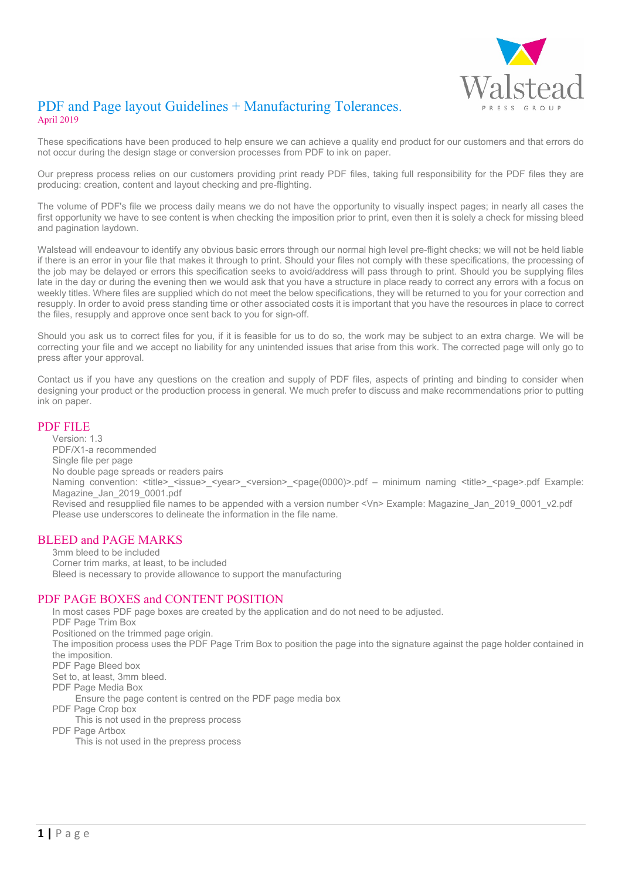# PDF and Page layout Guidelines + Manufacturing Tolerances.

April 2019

These specifications have been produced to help ensure we can achieve a quality end product for our customers and that errors do not occur during the design stage or conversion processes from PDF to ink on paper.

Our prepress process relies on our customers providing print ready PDF files, taking full responsibility for the PDF files they are producing: creation, content and layout checking and pre-flighting.

The volume of PDF's file we process daily means we do not have the opportunity to visually inspect pages; in nearly all cases the first opportunity we have to see content is when checking the imposition prior to print, even then it is solely a check for missing bleed and pagination laydown.

Walstead will endeavour to identify any obvious basic errors through our normal high level pre-flight checks; we will not be held liable if there is an error in your file that makes it through to print. Should your files not comply with these specifications, the processing of the job may be delayed or errors this specification seeks to avoid/address will pass through to print. Should you be supplying files late in the day or during the evening then we would ask that you have a structure in place ready to correct any errors with a focus on weekly titles. Where files are supplied which do not meet the below specifications, they will be returned to you for your correction and resupply. In order to avoid press standing time or other associated costs it is important that you have the resources in place to correct the files, resupply and approve once sent back to you for sign-off.

Should you ask us to correct files for you, if it is feasible for us to do so, the work may be subject to an extra charge. We will be correcting your file and we accept no liability for any unintended issues that arise from this work. The corrected page will only go to press after your approval.

Contact us if you have any questions on the creation and supply of PDF files, aspects of printing and binding to consider when designing your product or the production process in general. We much prefer to discuss and make recommendations prior to putting ink on paper.

## PDF FILE

Version: 1.3
PDF/X1-a recommended
Single file per page
No double page spreads or readers pairs
Naming convention: <title>_<issue>_<year>_<version>_<page(0000)>.pdf – minimum naming <title>_<page>.pdf Example: Magazine_Jan_2019_0001.pdf
Revised and resupplied file names to be appended with a version number <Vn> Example: Magazine_Jan_2019_0001_v2.pdf
Please use underscores to delineate the information in the file name.

## BLEED and PAGE MARKS

3mm bleed to be included
Corner trim marks, at least, to be included
Bleed is necessary to provide allowance to support the manufacturing

## PDF PAGE BOXES and CONTENT POSITION

In most cases PDF page boxes are created by the application and do not need to be adjusted.

PDF Page Trim Box
Positioned on the trimmed page origin.
The imposition process uses the PDF Page Trim Box to position the page into the signature against the page holder contained in the imposition.

PDF Page Bleed box
Set to, at least, 3mm bleed.

PDF Page Media Box
- Ensure the page content is centred on the PDF page media box

PDF Page Crop box
- This is not used in the prepress process

PDF Page Artbox
- This is not used in the prepress process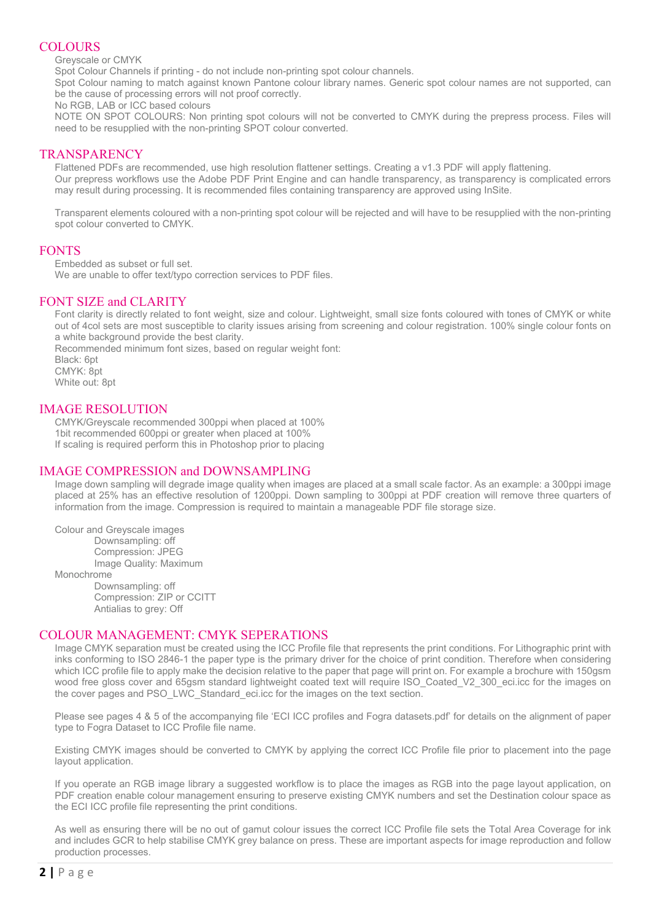## COLOURS

Greyscale or CMYK
Spot Colour Channels if printing - do not include non-printing spot colour channels.
Spot Colour naming to match against known Pantone colour library names. Generic spot colour names are not supported, can be the cause of processing errors will not proof correctly.
No RGB, LAB or ICC based colours
NOTE ON SPOT COLOURS: Non printing spot colours will not be converted to CMYK during the prepress process. Files will need to be resupplied with the non-printing SPOT colour converted.

## TRANSPARENCY

Flattened PDFs are recommended, use high resolution flattener settings. Creating a v1.3 PDF will apply flattening.
Our prepress workflows use the Adobe PDF Print Engine and can handle transparency, as transparency is complicated errors may result during processing. It is recommended files containing transparency are approved using InSite.

Transparent elements coloured with a non-printing spot colour will be rejected and will have to be resupplied with the non-printing spot colour converted to CMYK.

## FONTS

Embedded as subset or full set.
We are unable to offer text/typo correction services to PDF files.

## FONT SIZE and CLARITY

Font clarity is directly related to font weight, size and colour. Lightweight, small size fonts coloured with tones of CMYK or white out of 4col sets are most susceptible to clarity issues arising from screening and colour registration. 100% single colour fonts on a white background provide the best clarity.
Recommended minimum font sizes, based on regular weight font:
Black: 6pt
CMYK: 8pt
White out: 8pt

## IMAGE RESOLUTION

CMYK/Greyscale recommended 300ppi when placed at 100%
1bit recommended 600ppi or greater when placed at 100%
If scaling is required perform this in Photoshop prior to placing

## IMAGE COMPRESSION and DOWNSAMPLING

Image down sampling will degrade image quality when images are placed at a small scale factor. As an example: a 300ppi image placed at 25% has an effective resolution of 1200ppi. Down sampling to 300ppi at PDF creation will remove three quarters of information from the image. Compression is required to maintain a manageable PDF file storage size.

Colour and Greyscale images
- Downsampling: off
- Compression: JPEG
- Image Quality: Maximum

Monochrome
- Downsampling: off
- Compression: ZIP or CCITT
- Antialias to grey: Off

## COLOUR MANAGEMENT: CMYK SEPERATIONS

Image CMYK separation must be created using the ICC Profile file that represents the print conditions. For Lithographic print with inks conforming to ISO 2846-1 the paper type is the primary driver for the choice of print condition. Therefore when considering which ICC profile file to apply make the decision relative to the paper that page will print on. For example a brochure with 150gsm wood free gloss cover and 65gsm standard lightweight coated text will require ISO_Coated_V2_300_eci.icc for the images on the cover pages and PSO_LWC_Standard_eci.icc for the images on the text section.

Please see pages 4 & 5 of the accompanying file 'ECI ICC profiles and Fogra datasets.pdf' for details on the alignment of paper type to Fogra Dataset to ICC Profile file name.

Existing CMYK images should be converted to CMYK by applying the correct ICC Profile file prior to placement into the page layout application.

If you operate an RGB image library a suggested workflow is to place the images as RGB into the page layout application, on PDF creation enable colour management ensuring to preserve existing CMYK numbers and set the Destination colour space as the ECI ICC profile file representing the print conditions.

As well as ensuring there will be no out of gamut colour issues the correct ICC Profile file sets the Total Area Coverage for ink and includes GCR to help stabilise CMYK grey balance on press. These are important aspects for image reproduction and follow production processes.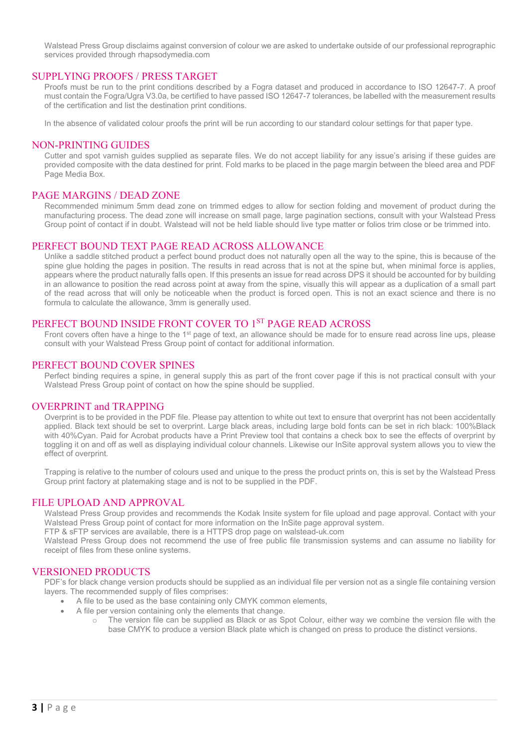Walstead Press Group disclaims against conversion of colour we are asked to undertake outside of our professional reprographic services provided through rhapsodymedia.com

## SUPPLYING PROOFS / PRESS TARGET

Proofs must be run to the print conditions described by a Fogra dataset and produced in accordance to ISO 12647-7. A proof must contain the Fogra/Ugra V3.0a, be certified to have passed ISO 12647-7 tolerances, be labelled with the measurement results of the certification and list the destination print conditions.

In the absence of validated colour proofs the print will be run according to our standard colour settings for that paper type.

## NON-PRINTING GUIDES

Cutter and spot varnish guides supplied as separate files. We do not accept liability for any issue's arising if these guides are provided composite with the data destined for print. Fold marks to be placed in the page margin between the bleed area and PDF Page Media Box.

## PAGE MARGINS / DEAD ZONE

Recommended minimum 5mm dead zone on trimmed edges to allow for section folding and movement of product during the manufacturing process. The dead zone will increase on small page, large pagination sections, consult with your Walstead Press Group point of contact if in doubt. Walstead will not be held liable should live type matter or folios trim close or be trimmed into.

## PERFECT BOUND TEXT PAGE READ ACROSS ALLOWANCE

Unlike a saddle stitched product a perfect bound product does not naturally open all the way to the spine, this is because of the spine glue holding the pages in position. The results in read across that is not at the spine but, when minimal force is applies, appears where the product naturally falls open. If this presents an issue for read across DPS it should be accounted for by building in an allowance to position the read across point at away from the spine, visually this will appear as a duplication of a small part of the read across that will only be noticeable when the product is forced open. This is not an exact science and there is no formula to calculate the allowance, 3mm is generally used.

## PERFECT BOUND INSIDE FRONT COVER TO 1ST PAGE READ ACROSS

Front covers often have a hinge to the 1st page of text, an allowance should be made for to ensure read across line ups, please consult with your Walstead Press Group point of contact for additional information.

## PERFECT BOUND COVER SPINES

Perfect binding requires a spine, in general supply this as part of the front cover page if this is not practical consult with your Walstead Press Group point of contact on how the spine should be supplied.

## OVERPRINT and TRAPPING

Overprint is to be provided in the PDF file. Please pay attention to white out text to ensure that overprint has not been accidentally applied. Black text should be set to overprint. Large black areas, including large bold fonts can be set in rich black: 100%Black with 40%Cyan. Paid for Acrobat products have a Print Preview tool that contains a check box to see the effects of overprint by toggling it on and off as well as displaying individual colour channels. Likewise our InSite approval system allows you to view the effect of overprint.

Trapping is relative to the number of colours used and unique to the press the product prints on, this is set by the Walstead Press Group print factory at platemaking stage and is not to be supplied in the PDF.

## FILE UPLOAD AND APPROVAL

Walstead Press Group provides and recommends the Kodak Insite system for file upload and page approval. Contact with your Walstead Press Group point of contact for more information on the InSite page approval system.
FTP & sFTP services are available, there is a HTTPS drop page on walstead-uk.com
Walstead Press Group does not recommend the use of free public file transmission systems and can assume no liability for receipt of files from these online systems.

## VERSIONED PRODUCTS

PDF's for black change version products should be supplied as an individual file per version not as a single file containing version layers. The recommended supply of files comprises:

- A file to be used as the base containing only CMYK common elements,
- A file per version containing only the elements that change.
  - The version file can be supplied as Black or as Spot Colour, either way we combine the version file with the base CMYK to produce a version Black plate which is changed on press to produce the distinct versions.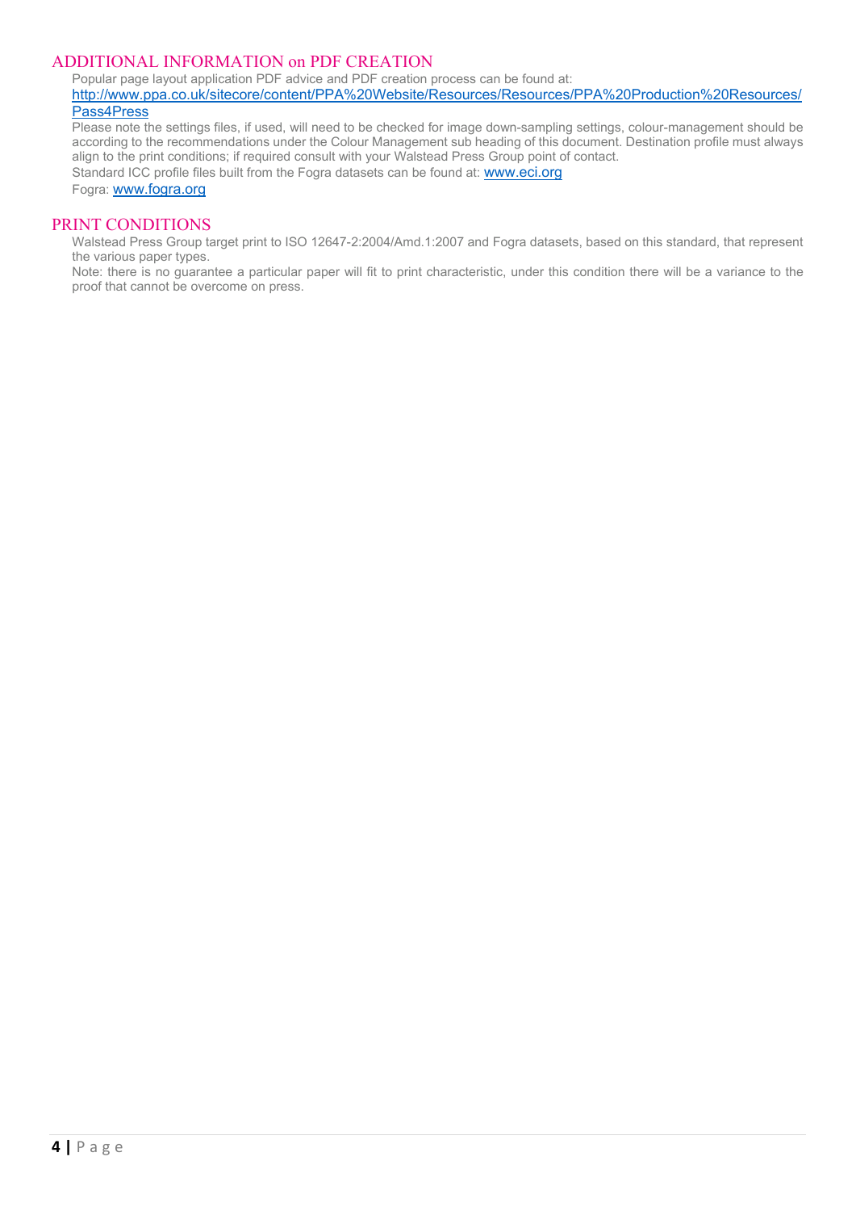## ADDITIONAL INFORMATION on PDF CREATION

Popular page layout application PDF advice and PDF creation process can be found at:
http://www.ppa.co.uk/sitecore/content/PPA%20Website/Resources/Resources/PPA%20Production%20Resources/Pass4Press

Please note the settings files, if used, will need to be checked for image down-sampling settings, colour-management should be according to the recommendations under the Colour Management sub heading of this document. Destination profile must always align to the print conditions; if required consult with your Walstead Press Group point of contact.

Standard ICC profile files built from the Fogra datasets can be found at: www.eci.org

Fogra: www.fogra.org

## PRINT CONDITIONS

Walstead Press Group target print to ISO 12647-2:2004/Amd.1:2007 and Fogra datasets, based on this standard, that represent the various paper types.

Note: there is no guarantee a particular paper will fit to print characteristic, under this condition there will be a variance to the proof that cannot be overcome on press.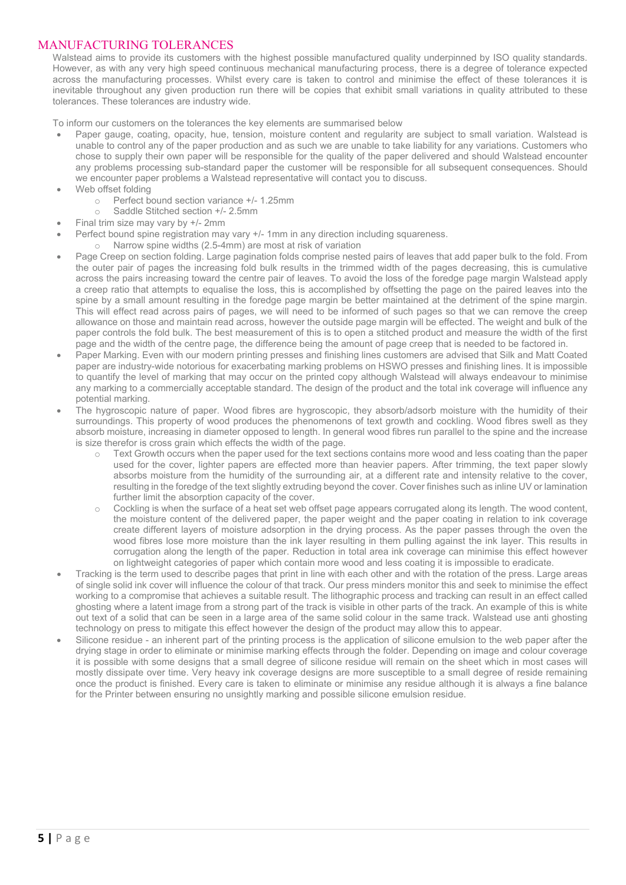## MANUFACTURING TOLERANCES

Walstead aims to provide its customers with the highest possible manufactured quality underpinned by ISO quality standards. However, as with any very high speed continuous mechanical manufacturing process, there is a degree of tolerance expected across the manufacturing processes. Whilst every care is taken to control and minimise the effect of these tolerances it is inevitable throughout any given production run there will be copies that exhibit small variations in quality attributed to these tolerances. These tolerances are industry wide.

To inform our customers on the tolerances the key elements are summarised below

- Paper gauge, coating, opacity, hue, tension, moisture content and regularity are subject to small variation. Walstead is unable to control any of the paper production and as such we are unable to take liability for any variations. Customers who chose to supply their own paper will be responsible for the quality of the paper delivered and should Walstead encounter any problems processing sub-standard paper the customer will be responsible for all subsequent consequences. Should we encounter paper problems a Walstead representative will contact you to discuss.
- Web offset folding
  - Perfect bound section variance +/- 1.25mm
  - Saddle Stitched section +/- 2.5mm
- Final trim size may vary by +/- 2mm
- Perfect bound spine registration may vary +/- 1mm in any direction including squareness.
  - Narrow spine widths (2.5-4mm) are most at risk of variation
- Page Creep on section folding. Large pagination folds comprise nested pairs of leaves that add paper bulk to the fold. From the outer pair of pages the increasing fold bulk results in the trimmed width of the pages decreasing, this is cumulative across the pairs increasing toward the centre pair of leaves. To avoid the loss of the foredge page margin Walstead apply a creep ratio that attempts to equalise the loss, this is accomplished by offsetting the page on the paired leaves into the spine by a small amount resulting in the foredge page margin be better maintained at the detriment of the spine margin. This will effect read across pairs of pages, we will need to be informed of such pages so that we can remove the creep allowance on those and maintain read across, however the outside page margin will be effected. The weight and bulk of the paper controls the fold bulk. The best measurement of this is to open a stitched product and measure the width of the first page and the width of the centre page, the difference being the amount of page creep that is needed to be factored in.
- Paper Marking. Even with our modern printing presses and finishing lines customers are advised that Silk and Matt Coated paper are industry-wide notorious for exacerbating marking problems on HSWO presses and finishing lines. It is impossible to quantify the level of marking that may occur on the printed copy although Walstead will always endeavour to minimise any marking to a commercially acceptable standard. The design of the product and the total ink coverage will influence any potential marking.
- The hygroscopic nature of paper. Wood fibres are hygroscopic, they absorb/adsorb moisture with the humidity of their surroundings. This property of wood produces the phenomenons of text growth and cockling. Wood fibres swell as they absorb moisture, increasing in diameter opposed to length. In general wood fibres run parallel to the spine and the increase is size therefor is cross grain which effects the width of the page.
  - Text Growth occurs when the paper used for the text sections contains more wood and less coating than the paper used for the cover, lighter papers are effected more than heavier papers. After trimming, the text paper slowly absorbs moisture from the humidity of the surrounding air, at a different rate and intensity relative to the cover, resulting in the foredge of the text slightly extruding beyond the cover. Cover finishes such as inline UV or lamination further limit the absorption capacity of the cover.
  - Cockling is when the surface of a heat set web offset page appears corrugated along its length. The wood content, the moisture content of the delivered paper, the paper weight and the paper coating in relation to ink coverage create different layers of moisture adsorption in the drying process. As the paper passes through the oven the wood fibres lose more moisture than the ink layer resulting in them pulling against the ink layer. This results in corrugation along the length of the paper. Reduction in total area ink coverage can minimise this effect however on lightweight categories of paper which contain more wood and less coating it is impossible to eradicate.
- Tracking is the term used to describe pages that print in line with each other and with the rotation of the press. Large areas of single solid ink cover will influence the colour of that track. Our press minders monitor this and seek to minimise the effect working to a compromise that achieves a suitable result. The lithographic process and tracking can result in an effect called ghosting where a latent image from a strong part of the track is visible in other parts of the track. An example of this is white out text of a solid that can be seen in a large area of the same solid colour in the same track. Walstead use anti ghosting technology on press to mitigate this effect however the design of the product may allow this to appear.
- Silicone residue - an inherent part of the printing process is the application of silicone emulsion to the web paper after the drying stage in order to eliminate or minimise marking effects through the folder. Depending on image and colour coverage it is possible with some designs that a small degree of silicone residue will remain on the sheet which in most cases will mostly dissipate over time. Very heavy ink coverage designs are more susceptible to a small degree of reside remaining once the product is finished. Every care is taken to eliminate or minimise any residue although it is always a fine balance for the Printer between ensuring no unsightly marking and possible silicone emulsion residue.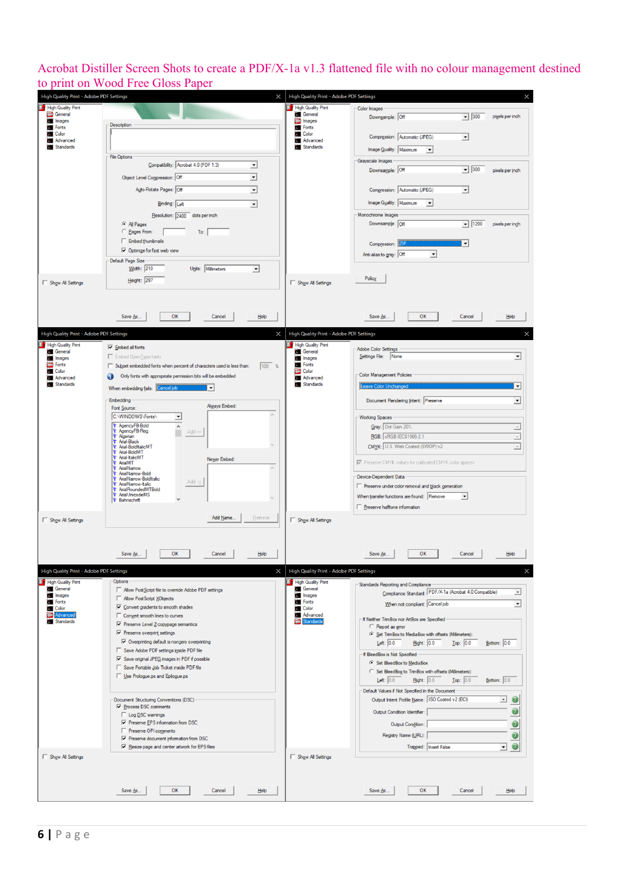Acrobat Distiller Screen Shots to create a PDF/X-1a v1.3 flattened file with no colour management destined to print on Wood Free Gloss Paper

High Quality Print - Adobe PDF Settings

High Quality Print
General
Images
Fonts
Color
Advanced
Standards

Description

File Options
Compatibility: Acrobat 4.0 (PDF 1.3)
Object Level Compression: Off
Auto-Rotate Pages: Off
Binding: Left
Resolution: 2400 dots per inch
All Pages
Pages From: To:
Embed thumbnails
Optimize for fast web view

Default Page Size
Width: 210 Units: Millimeters
Height: 297

Show All Settings

Save As... OK Cancel Help

High Quality Print - Adobe PDF Settings

Color Images
Downsample: Off 300 pixels per inch
Compression: Automatic (JPEG)
Image Quality: Maximum

Grayscale Images
Downsample: Off 300 pixels per inch
Compression: Automatic (JPEG)
Image Quality: Maximum

Monochrome Images
Downsample: Off 1200 pixels per inch
Compression: ZIP
Anti-alias to gray: Off

Policy...

Show All Settings

Save As... OK Cancel Help

High Quality Print - Adobe PDF Settings

Embed all fonts
Embed OpenType fonts
Subset embedded fonts when percent of characters used is less than: 100 %
Only fonts with appropriate permission bits will be embedded
When embedding fails: Cancel job

Embedding
Font Source: C:\WINDOWS\Fonts\
Always Embed:
AgencyFB-Bold
AgencyFB-Reg
Algerian
Arial-Black
Arial-BoldItalicMT
Arial-BoldMT
Arial-ItalicMT
ArialMT
ArialNarrow
ArialNarrow-Bold
ArialNarrow-BoldItalic
ArialNarrow-Italic
ArialRoundedMTBold
ArialUnicodeMS
Bahnschrift
Never Embed:
Add → Add →
Add Name... Remove

Show All Settings

Save As... OK Cancel Help

High Quality Print - Adobe PDF Settings

Adobe Color Settings
Settings File: None

Color Management Policies
Leave Color Unchanged
Document Rendering Intent: Preserve

Working Spaces
Gray: Dot Gain 20%
RGB: sRGB IEC61966-2.1
CMYK: U.S. Web Coated (SWOP) v2
Preserve CMYK values for calibrated CMYK color spaces

Device-Dependent Data
Preserve under color removal and black generation
When transfer functions are found: Remove
Preserve halftone information

Show All Settings

Save As... OK Cancel Help

High Quality Print - Adobe PDF Settings

Options
Allow PostScript file to override Adobe PDF settings
Allow PostScript XObjects
Convert gradients to smooth shades
Convert smooth lines to curves
Preserve Level 2 copypage semantics
Preserve overprint settings
Overprinting default is nonzero overprinting
Save Adobe PDF settings inside PDF file
Save original JPEG images in PDF if possible
Save Portable Job Ticket inside PDF file
Use Prologue.ps and Epilogue.ps

Document Structuring Conventions (DSC)
Process DSC comments
Log DSC warnings
Preserve EPS information from DSC
Preserve OPI comments
Preserve document information from DSC
Resize page and center artwork for EPS files

Show All Settings

Save As... OK Cancel Help

High Quality Print - Adobe PDF Settings

Standards Reporting and Compliance
Compliance Standard: PDF/X-1a (Acrobat 4.0 Compatible)
When not compliant: Cancel job

If Neither TrimBox nor ArtBox are Specified
Report as error
Set TrimBox to MediaBox with offsets (Millimeters):
Left: 0.0 Right: 0.0 Top: 0.0 Bottom: 0.0

If BleedBox is Not Specified
Set BleedBox to MediaBox
Set BleedBox to TrimBox with offsets (Millimeters):
Left: 0.0 Right: 0.0 Top: 0.0 Bottom: 0.0

Default Values if Not Specified in the Document
Output Intent Profile Name: ISO Coated v2 (ECI)
Output Condition Identifier:
Output Condition:
Registry Name (URL):
Trapped: Insert False

Show All Settings

Save As... OK Cancel Help